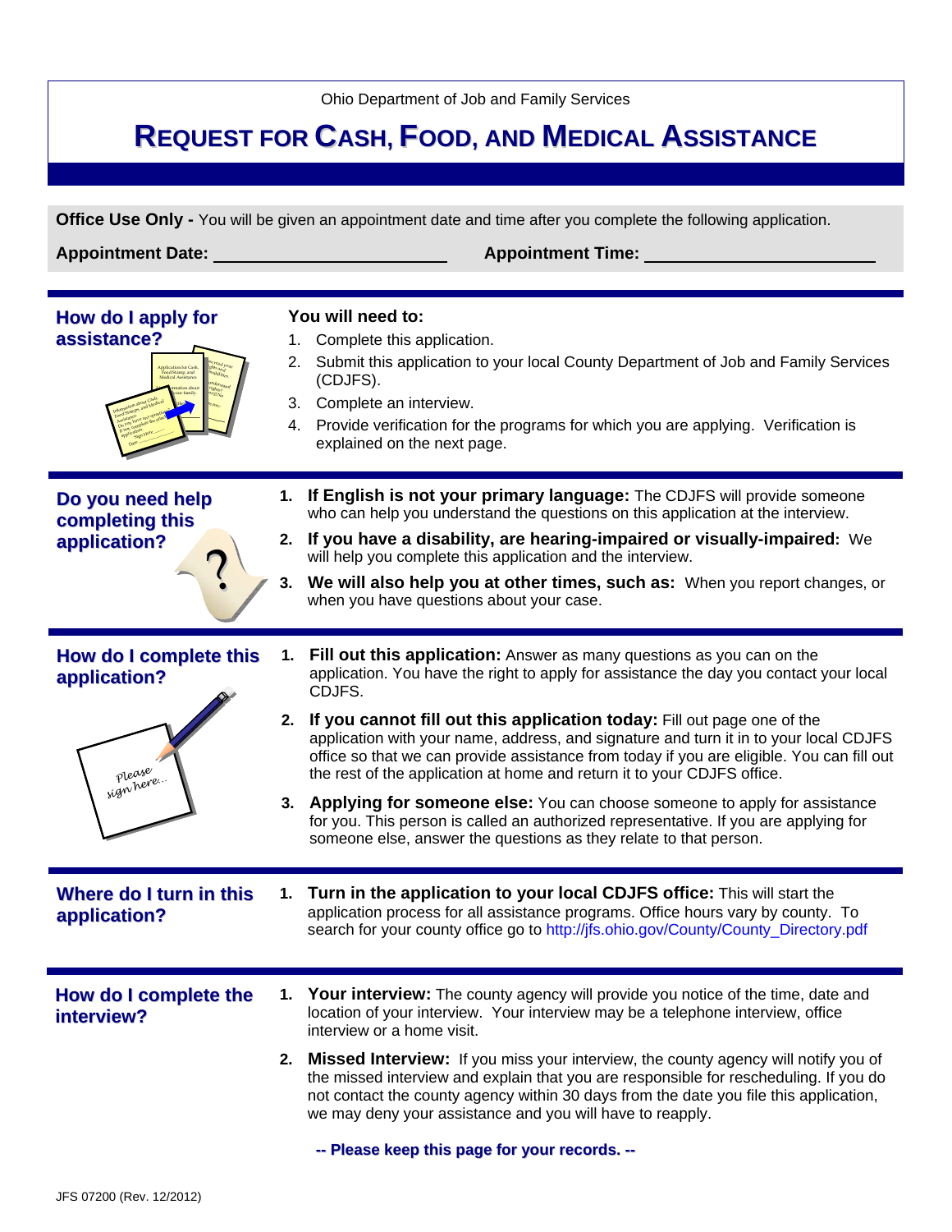Ohio Department of Job and Family Services

# REQUEST FOR CASH, FOOD, AND MEDICAL ASSISTANCE

**Office Use Only -** You will be given an appointment date and time after you complete the following application.

**Appointment Date:** ______________________ **Appointment Time:** ______________________

## How do I apply for assistance?

**You will need to:**

1. Complete this application.
2. Submit this application to your local County Department of Job and Family Services (CDJFS).
3. Complete an interview.
4. Provide verification for the programs for which you are applying. Verification is explained on the next page.

## Do you need help completing this application?

1. **If English is not your primary language:** The CDJFS will provide someone who can help you understand the questions on this application at the interview.
2. **If you have a disability, are hearing-impaired or visually-impaired:** We will help you complete this application and the interview.
3. **We will also help you at other times, such as:** When you report changes, or when you have questions about your case.

## How do I complete this application?

1. **Fill out this application:** Answer as many questions as you can on the application. You have the right to apply for assistance the day you contact your local CDJFS.
2. **If you cannot fill out this application today:** Fill out page one of the application with your name, address, and signature and turn it in to your local CDJFS office so that we can provide assistance from today if you are eligible. You can fill out the rest of the application at home and return it to your CDJFS office.
3. **Applying for someone else:** You can choose someone to apply for assistance for you. This person is called an authorized representative. If you are applying for someone else, answer the questions as they relate to that person.

## Where do I turn in this application?

1. **Turn in the application to your local CDJFS office:** This will start the application process for all assistance programs. Office hours vary by county. To search for your county office go to http://jfs.ohio.gov/County/County_Directory.pdf

## How do I complete the interview?

1. **Your interview:** The county agency will provide you notice of the time, date and location of your interview. Your interview may be a telephone interview, office interview or a home visit.
2. **Missed Interview:** If you miss your interview, the county agency will notify you of the missed interview and explain that you are responsible for rescheduling. If you do not contact the county agency within 30 days from the date you file this application, we may deny your assistance and you will have to reapply.

**-- Please keep this page for your records. --**

JFS 07200 (Rev. 12/2012)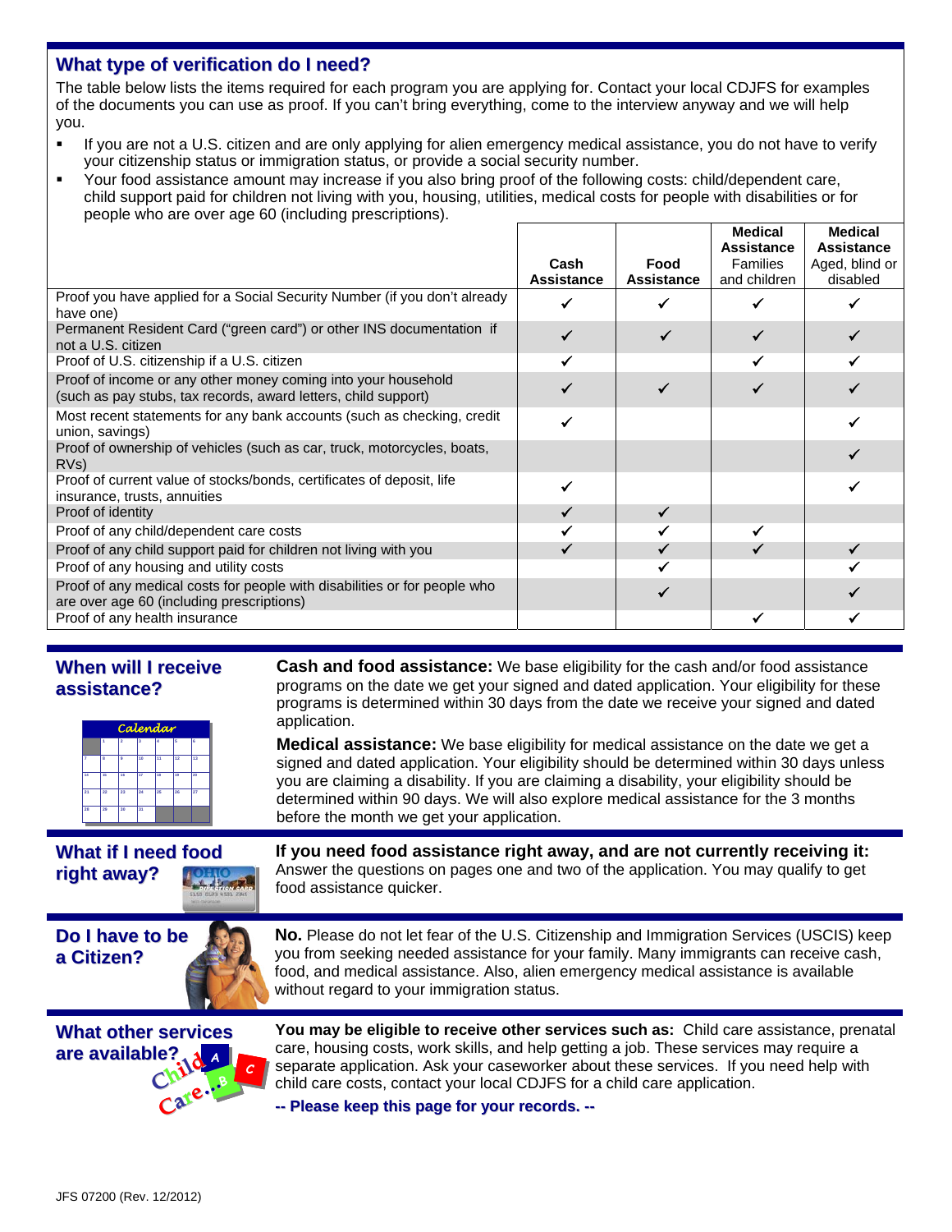## What type of verification do I need?

The table below lists the items required for each program you are applying for. Contact your local CDJFS for examples of the documents you can use as proof. If you can't bring everything, come to the interview anyway and we will help you.

- If you are not a U.S. citizen and are only applying for alien emergency medical assistance, you do not have to verify your citizenship status or immigration status, or provide a social security number.
- Your food assistance amount may increase if you also bring proof of the following costs: child/dependent care, child support paid for children not living with you, housing, utilities, medical costs for people with disabilities or for people who are over age 60 (including prescriptions).

| | Cash Assistance | Food Assistance | Medical Assistance Families and children | Medical Assistance Aged, blind or disabled |
|---|---|---|---|---|
| Proof you have applied for a Social Security Number (if you don't already have one) | ✓ | ✓ | ✓ | ✓ |
| Permanent Resident Card ("green card") or other INS documentation if not a U.S. citizen | ✓ | ✓ | ✓ | ✓ |
| Proof of U.S. citizenship if a U.S. citizen | ✓ | | ✓ | ✓ |
| Proof of income or any other money coming into your household (such as pay stubs, tax records, award letters, child support) | ✓ | ✓ | ✓ | ✓ |
| Most recent statements for any bank accounts (such as checking, credit union, savings) | ✓ | | | ✓ |
| Proof of ownership of vehicles (such as car, truck, motorcycles, boats, RVs) | | | | ✓ |
| Proof of current value of stocks/bonds, certificates of deposit, life insurance, trusts, annuities | ✓ | | | ✓ |
| Proof of identity | ✓ | ✓ | | |
| Proof of any child/dependent care costs | ✓ | ✓ | ✓ | |
| Proof of any child support paid for children not living with you | ✓ | ✓ | ✓ | ✓ |
| Proof of any housing and utility costs | | ✓ | | ✓ |
| Proof of any medical costs for people with disabilities or for people who are over age 60 (including prescriptions) | | ✓ | | ✓ |
| Proof of any health insurance | | | ✓ | ✓ |

## When will I receive assistance?

**Cash and food assistance:** We base eligibility for the cash and/or food assistance programs on the date we get your signed and dated application. Your eligibility for these programs is determined within 30 days from the date we receive your signed and dated application.

**Medical assistance:** We base eligibility for medical assistance on the date we get a signed and dated application. Your eligibility should be determined within 30 days unless you are claiming a disability. If you are claiming a disability, your eligibility should be determined within 90 days. We will also explore medical assistance for the 3 months before the month we get your application.

## What if I need food right away?

**If you need food assistance right away, and are not currently receiving it:** Answer the questions on pages one and two of the application. You may qualify to get food assistance quicker.

## Do I have to be a Citizen?

**No.** Please do not let fear of the U.S. Citizenship and Immigration Services (USCIS) keep you from seeking needed assistance for your family. Many immigrants can receive cash, food, and medical assistance. Also, alien emergency medical assistance is available without regard to your immigration status.

## What other services are available?

**You may be eligible to receive other services such as:** Child care assistance, prenatal care, housing costs, work skills, and help getting a job. These services may require a separate application. Ask your caseworker about these services. If you need help with child care costs, contact your local CDJFS for a child care application.

**-- Please keep this page for your records. --**

JFS 07200 (Rev. 12/2012)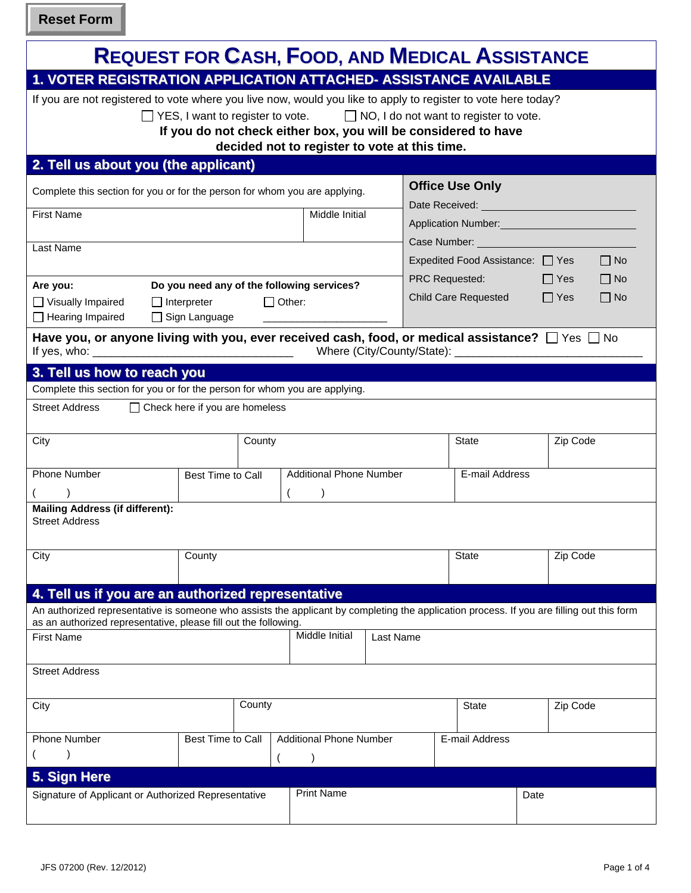Reset Form

# REQUEST FOR CASH, FOOD, AND MEDICAL ASSISTANCE

## 1. VOTER REGISTRATION APPLICATION ATTACHED- ASSISTANCE AVAILABLE

If you are not registered to vote where you live now, would you like to apply to register to vote here today?

☐ YES, I want to register to vote. ☐ NO, I do not want to register to vote.

**If you do not check either box, you will be considered to have decided not to register to vote at this time.**

## 2. Tell us about you (the applicant)

Complete this section for you or for the person for whom you are applying.

| First Name | Middle Initial |
|---|---|
| | |

| Last Name |
|---|
| |

**Are you:**

☐ Visually Impaired
☐ Hearing Impaired

**Do you need any of the following services?**

☐ Interpreter ☐ Other: ___________________
☐ Sign Language

**Office Use Only**

Date Received: ____________________

Application Number: ____________________

Case Number: ____________________

Expedited Food Assistance: ☐ Yes ☐ No

PRC Requested: ☐ Yes ☐ No

Child Care Requested ☐ Yes ☐ No

**Have you, or anyone living with you, ever received cash, food, or medical assistance?** ☐ Yes ☐ No

If yes, who: ______________________________ Where (City/County/State): ______________________________

## 3. Tell us how to reach you

Complete this section for you or for the person for whom you are applying.

Street Address ☐ Check here if you are homeless

| City | County | State | Zip Code |
|---|---|---|---|
| | | | |

| Phone Number | Best Time to Call | Additional Phone Number | E-mail Address |
|---|---|---|---|
| ( ) | | ( ) | |

**Mailing Address (if different):**

Street Address

| City | County | State | Zip Code |
|---|---|---|---|
| | | | |

## 4. Tell us if you are an authorized representative

An authorized representative is someone who assists the applicant by completing the application process. If you are filling out this form as an authorized representative, please fill out the following.

| First Name | Middle Initial | Last Name |
|---|---|---|
| | | |

Street Address

| City | County | State | Zip Code |
|---|---|---|---|
| | | | |

| Phone Number | Best Time to Call | Additional Phone Number | E-mail Address |
|---|---|---|---|
| ( ) | | ( ) | |

## 5. Sign Here

| Signature of Applicant or Authorized Representative | Print Name | Date |
|---|---|---|
| | | |

JFS 07200 (Rev. 12/2012)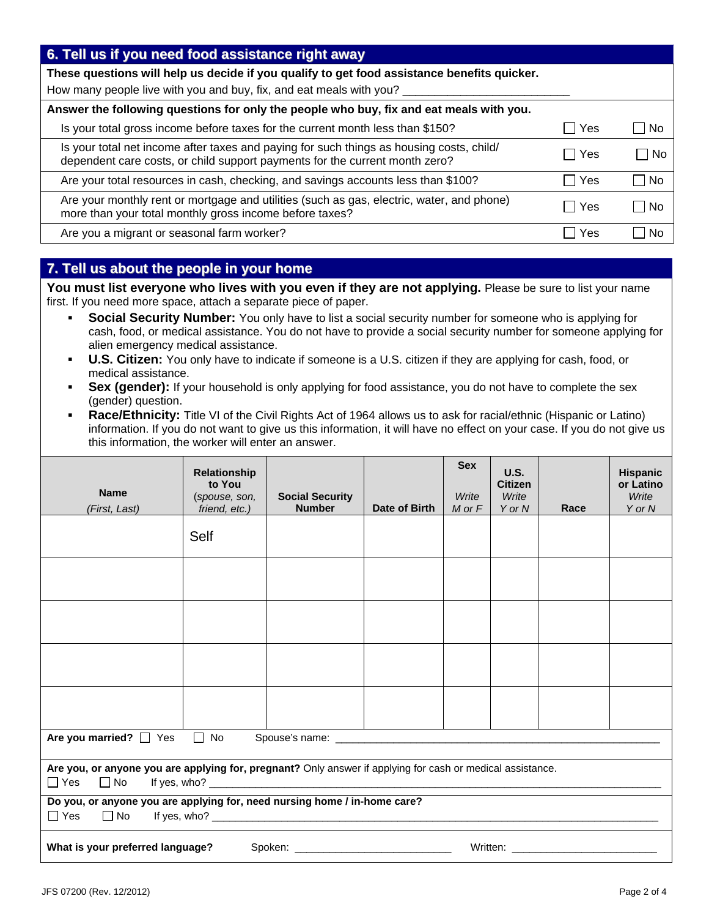## 6. Tell us if you need food assistance right away

**These questions will help us decide if you qualify to get food assistance benefits quicker.**

How many people live with you and buy, fix, and eat meals with you? ___________________________

**Answer the following questions for only the people who buy, fix and eat meals with you.**

| Question | | |
|---|---|---|
| Is your total gross income before taxes for the current month less than $150? | ☐ Yes | ☐ No |
| Is your total net income after taxes and paying for such things as housing costs, child/ dependent care costs, or child support payments for the current month zero? | ☐ Yes | ☐ No |
| Are your total resources in cash, checking, and savings accounts less than $100? | ☐ Yes | ☐ No |
| Are your monthly rent or mortgage and utilities (such as gas, electric, water, and phone) more than your total monthly gross income before taxes? | ☐ Yes | ☐ No |
| Are you a migrant or seasonal farm worker? | ☐ Yes | ☐ No |

## 7. Tell us about the people in your home

**You must list everyone who lives with you even if they are not applying.** Please be sure to list your name first. If you need more space, attach a separate piece of paper.

- **Social Security Number:** You only have to list a social security number for someone who is applying for cash, food, or medical assistance. You do not have to provide a social security number for someone applying for alien emergency medical assistance.
- **U.S. Citizen:** You only have to indicate if someone is a U.S. citizen if they are applying for cash, food, or medical assistance.
- **Sex (gender):** If your household is only applying for food assistance, you do not have to complete the sex (gender) question.
- **Race/Ethnicity:** Title VI of the Civil Rights Act of 1964 allows us to ask for racial/ethnic (Hispanic or Latino) information. If you do not want to give us this information, it will have no effect on your case. If you do not give us this information, the worker will enter an answer.

| Name *(First, Last)* | Relationship to You *(spouse, son, friend, etc.)* | Social Security Number | Date of Birth | Sex *Write M or F* | U.S. Citizen *Write Y or N* | Race | Hispanic or Latino *Write Y or N* |
|---|---|---|---|---|---|---|---|
| | Self | | | | | | |
| | | | | | | | |
| | | | | | | | |
| | | | | | | | |
| | | | | | | | |

**Are you married?** ☐ Yes ☐ No Spouse's name: ___________________________________________

**Are you, or anyone you are applying for, pregnant?** Only answer if applying for cash or medical assistance.
☐ Yes ☐ No If yes, who? ___________________________________________

**Do you, or anyone you are applying for, need nursing home / in-home care?**
☐ Yes ☐ No If yes, who? ___________________________________________

**What is your preferred language?** Spoken: ___________________________ Written: ___________________________

JFS 07200 (Rev. 12/2012)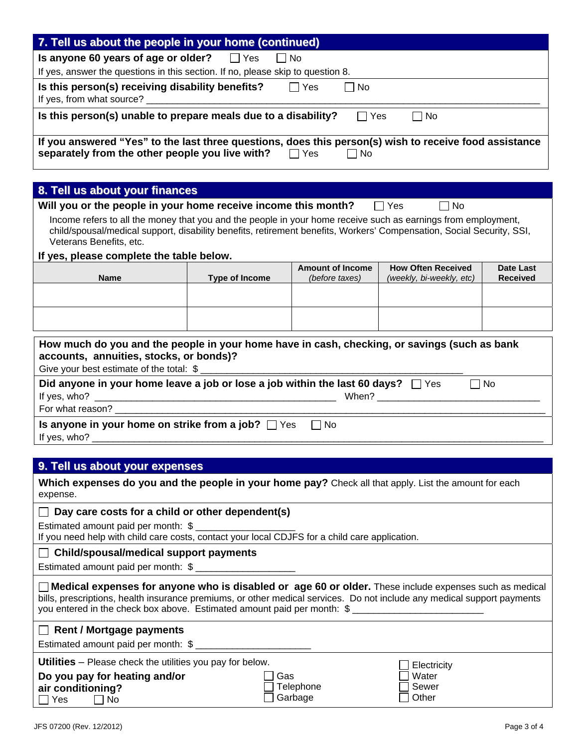## 7. Tell us about the people in your home (continued)

**Is anyone 60 years of age or older?** ☐ Yes ☐ No

If yes, answer the questions in this section. If no, please skip to question 8.

**Is this person(s) receiving disability benefits?** ☐ Yes ☐ No

If yes, from what source? ______________________________________________________________________

**Is this person(s) unable to prepare meals due to a disability?** ☐ Yes ☐ No

**If you answered "Yes" to the last three questions, does this person(s) wish to receive food assistance separately from the other people you live with?** ☐ Yes ☐ No

## 8. Tell us about your finances

**Will you or the people in your home receive income this month?** ☐ Yes ☐ No

Income refers to all the money that you and the people in your home receive such as earnings from employment, child/spousal/medical support, disability benefits, retirement benefits, Workers' Compensation, Social Security, SSI, Veterans Benefits, etc.

**If yes, please complete the table below.**

| Name | Type of Income | Amount of Income *(before taxes)* | How Often Received *(weekly, bi-weekly, etc)* | Date Last Received |
|---|---|---|---|---|
| | | | | |
| | | | | |

**How much do you and the people in your home have in cash, checking, or savings (such as bank accounts, annuities, stocks, or bonds)?**

Give your best estimate of the total: $ ______________________________________________

**Did anyone in your home leave a job or lose a job within the last 60 days?** ☐ Yes ☐ No

If yes, who? ____________________________________________ When? ______________________________

For what reason? _____________________________________________________________________________

**Is anyone in your home on strike from a job?** ☐ Yes ☐ No

If yes, who? _________________________________________________________________________________

## 9. Tell us about your expenses

**Which expenses do you and the people in your home pay?** Check all that apply. List the amount for each expense.

☐ **Day care costs for a child or other dependent(s)**

Estimated amount paid per month: $ __________________

If you need help with child care costs, contact your local CDJFS for a child care application.

☐ **Child/spousal/medical support payments**

Estimated amount paid per month: $ __________________

☐ **Medical expenses for anyone who is disabled or age 60 or older.** These include expenses such as medical bills, prescriptions, health insurance premiums, or other medical services. Do not include any medical support payments you entered in the check box above. Estimated amount paid per month: $ ________________________

☐ **Rent / Mortgage payments**

Estimated amount paid per month: $ _____________________

**Utilities** – Please check the utilities you pay for below.

**Do you pay for heating and/or air conditioning?** ☐ Yes ☐ No

☐ Gas
☐ Telephone
☐ Garbage
☐ Electricity
☐ Water
☐ Sewer
☐ Other

JFS 07200 (Rev. 12/2012)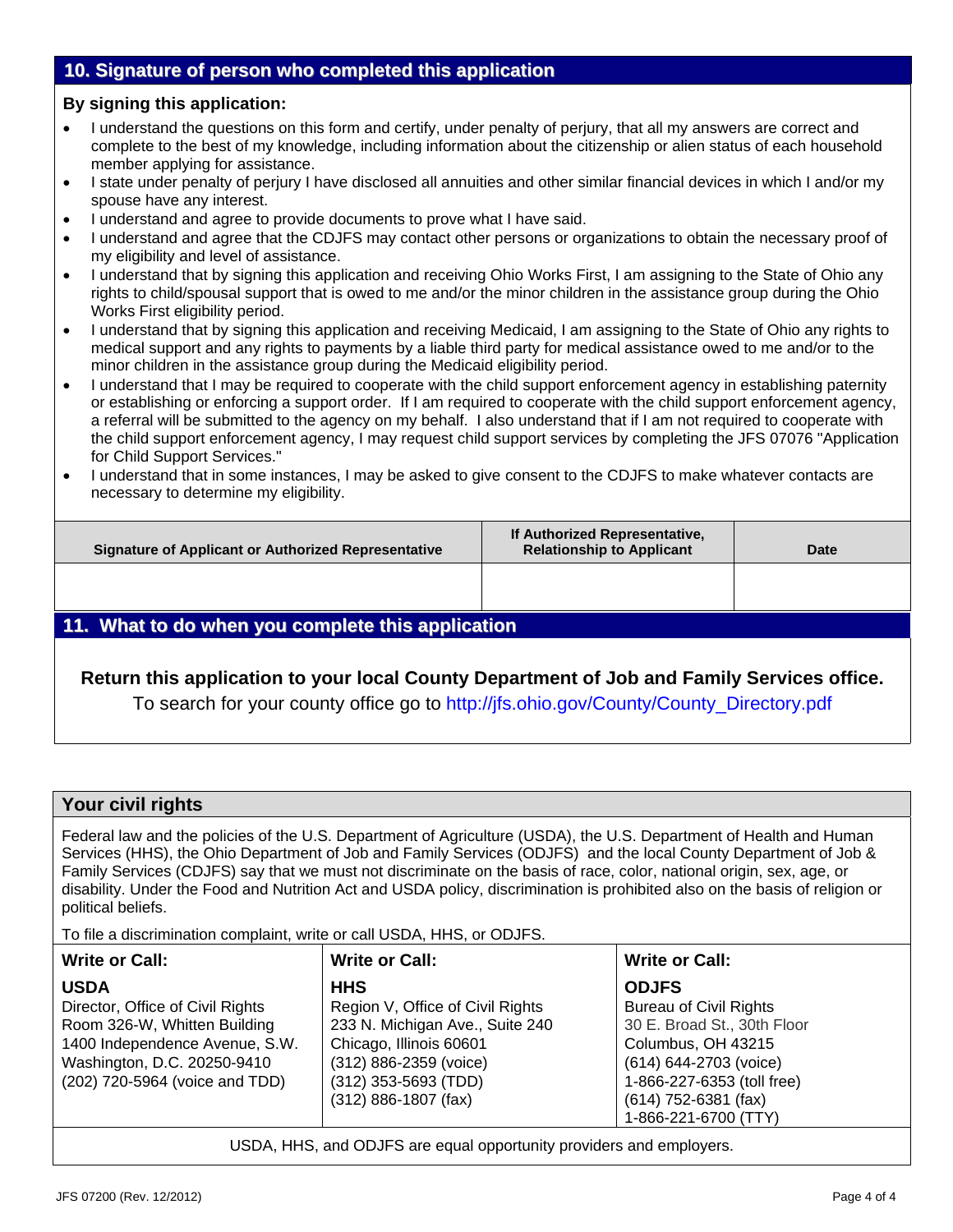## 10. Signature of person who completed this application

**By signing this application:**

- I understand the questions on this form and certify, under penalty of perjury, that all my answers are correct and complete to the best of my knowledge, including information about the citizenship or alien status of each household member applying for assistance.
- I state under penalty of perjury I have disclosed all annuities and other similar financial devices in which I and/or my spouse have any interest.
- I understand and agree to provide documents to prove what I have said.
- I understand and agree that the CDJFS may contact other persons or organizations to obtain the necessary proof of my eligibility and level of assistance.
- I understand that by signing this application and receiving Ohio Works First, I am assigning to the State of Ohio any rights to child/spousal support that is owed to me and/or the minor children in the assistance group during the Ohio Works First eligibility period.
- I understand that by signing this application and receiving Medicaid, I am assigning to the State of Ohio any rights to medical support and any rights to payments by a liable third party for medical assistance owed to me and/or to the minor children in the assistance group during the Medicaid eligibility period.
- I understand that I may be required to cooperate with the child support enforcement agency in establishing paternity or establishing or enforcing a support order. If I am required to cooperate with the child support enforcement agency, a referral will be submitted to the agency on my behalf. I also understand that if I am not required to cooperate with the child support enforcement agency, I may request child support services by completing the JFS 07076 "Application for Child Support Services."
- I understand that in some instances, I may be asked to give consent to the CDJFS to make whatever contacts are necessary to determine my eligibility.

| Signature of Applicant or Authorized Representative | If Authorized Representative, Relationship to Applicant | Date |
|---|---|---|
| | | |

## 11. What to do when you complete this application

**Return this application to your local County Department of Job and Family Services office.**

To search for your county office go to http://jfs.ohio.gov/County/County_Directory.pdf

## Your civil rights

Federal law and the policies of the U.S. Department of Agriculture (USDA), the U.S. Department of Health and Human Services (HHS), the Ohio Department of Job and Family Services (ODJFS) and the local County Department of Job & Family Services (CDJFS) say that we must not discriminate on the basis of race, color, national origin, sex, age, or disability. Under the Food and Nutrition Act and USDA policy, discrimination is prohibited also on the basis of religion or political beliefs.

To file a discrimination complaint, write or call USDA, HHS, or ODJFS.

| Write or Call: | Write or Call: | Write or Call: |
|---|---|---|
| **USDA**<br>Director, Office of Civil Rights<br>Room 326-W, Whitten Building<br>1400 Independence Avenue, S.W.<br>Washington, D.C. 20250-9410<br>(202) 720-5964 (voice and TDD) | **HHS**<br>Region V, Office of Civil Rights<br>233 N. Michigan Ave., Suite 240<br>Chicago, Illinois 60601<br>(312) 886-2359 (voice)<br>(312) 353-5693 (TDD)<br>(312) 886-1807 (fax) | **ODJFS**<br>Bureau of Civil Rights<br>30 E. Broad St., 30th Floor<br>Columbus, OH 43215<br>(614) 644-2703 (voice)<br>1-866-227-6353 (toll free)<br>(614) 752-6381 (fax)<br>1-866-221-6700 (TTY) |

USDA, HHS, and ODJFS are equal opportunity providers and employers.

JFS 07200 (Rev. 12/2012)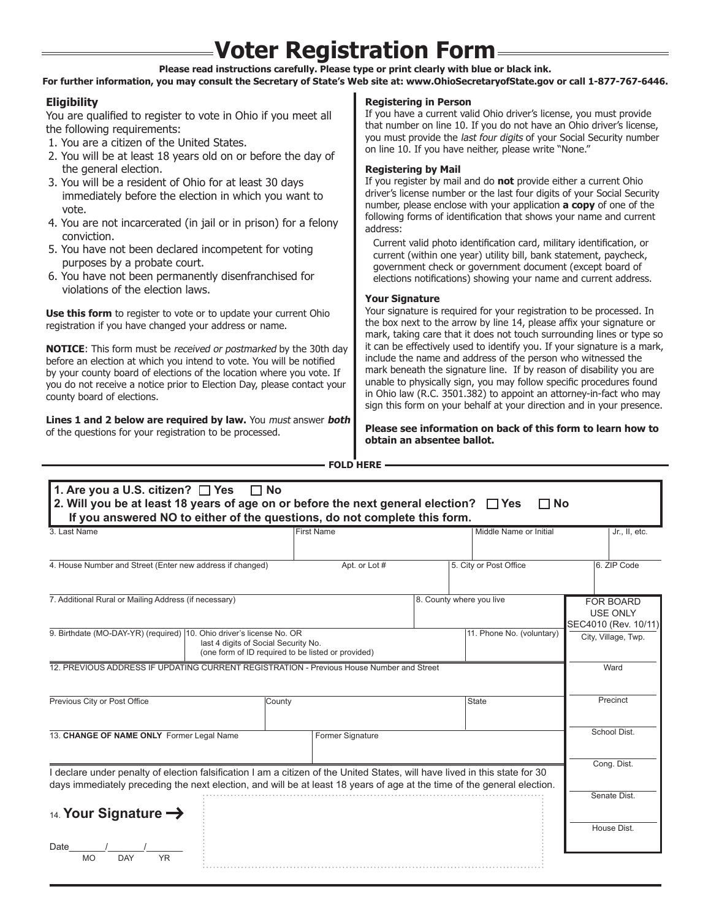# Voter Registration Form

**Please read instructions carefully. Please type or print clearly with blue or black ink.**
**For further information, you may consult the Secretary of State's Web site at: www.OhioSecretaryofState.gov or call 1-877-767-6446.**

### Eligibility

You are qualified to register to vote in Ohio if you meet all the following requirements:

1. You are a citizen of the United States.
2. You will be at least 18 years old on or before the day of the general election.
3. You will be a resident of Ohio for at least 30 days immediately before the election in which you want to vote.
4. You are not incarcerated (in jail or in prison) for a felony conviction.
5. You have not been declared incompetent for voting purposes by a probate court.
6. You have not been permanently disenfranchised for violations of the election laws.

**Use this form** to register to vote or to update your current Ohio registration if you have changed your address or name.

**NOTICE**: This form must be *received or postmarked* by the 30th day before an election at which you intend to vote. You will be notified by your county board of elections of the location where you vote. If you do not receive a notice prior to Election Day, please contact your county board of elections.

**Lines 1 and 2 below are required by law.** You *must* answer ***both*** of the questions for your registration to be processed.

### Registering in Person

If you have a current valid Ohio driver's license, you must provide that number on line 10. If you do not have an Ohio driver's license, you must provide the *last four digits* of your Social Security number on line 10. If you have neither, please write "None."

### Registering by Mail

If you register by mail and do **not** provide either a current Ohio driver's license number or the last four digits of your Social Security number, please enclose with your application **a copy** of one of the following forms of identification that shows your name and current address:

Current valid photo identification card, military identification, or current (within one year) utility bill, bank statement, paycheck, government check or government document (except board of elections notifications) showing your name and current address.

### Your Signature

Your signature is required for your registration to be processed. In the box next to the arrow by line 14, please affix your signature or mark, taking care that it does not touch surrounding lines or type so it can be effectively used to identify you. If your signature is a mark, include the name and address of the person who witnessed the mark beneath the signature line. If by reason of disability you are unable to physically sign, you may follow specific procedures found in Ohio law (R.C. 3501.382) to appoint an attorney-in-fact who may sign this form on your behalf at your direction and in your presence.

**Please see information on back of this form to learn how to obtain an absentee ballot.**

FOLD HERE

---

**1. Are you a U.S. citizen?** ☐ **Yes** ☐ **No**
**2. Will you be at least 18 years of age on or before the next general election?** ☐ **Yes** ☐ **No**
**If you answered NO to either of the questions, do not complete this form.**

| 3. Last Name | First Name | Middle Name or Initial | Jr., II, etc. |
|---|---|---|---|
| | | | |

| 4. House Number and Street (Enter new address if changed) | Apt. or Lot # | 5. City or Post Office | 6. ZIP Code |
|---|---|---|---|
| | | | |

| 7. Additional Rural or Mailing Address (if necessary) | 8. County where you live |
|---|---|
| | |

| 9. Birthdate (MO-DAY-YR) (required) | 10. Ohio driver's license No. OR last 4 digits of Social Security No. (one form of ID required to be listed or provided) | 11. Phone No. (voluntary) |
|---|---|---|
| | | |

12. PREVIOUS ADDRESS IF UPDATING CURRENT REGISTRATION - Previous House Number and Street

| Previous City or Post Office | County | State |
|---|---|---|
| | | |

| 13. **CHANGE OF NAME ONLY** Former Legal Name | Former Signature |
|---|---|
| | |

I declare under penalty of election falsification I am a citizen of the United States, will have lived in this state for 30 days immediately preceding the next election, and will be at least 18 years of age at the time of the general election.

14. **Your Signature →**

Date\_\_\_\_\_\_/\_\_\_\_\_\_/\_\_\_\_\_\_
MO DAY YR

**FOR BOARD USE ONLY**
SEC4010 (Rev. 10/11)

- City, Village, Twp.
- Ward
- Precinct
- School Dist.
- Cong. Dist.
- Senate Dist.
- House Dist.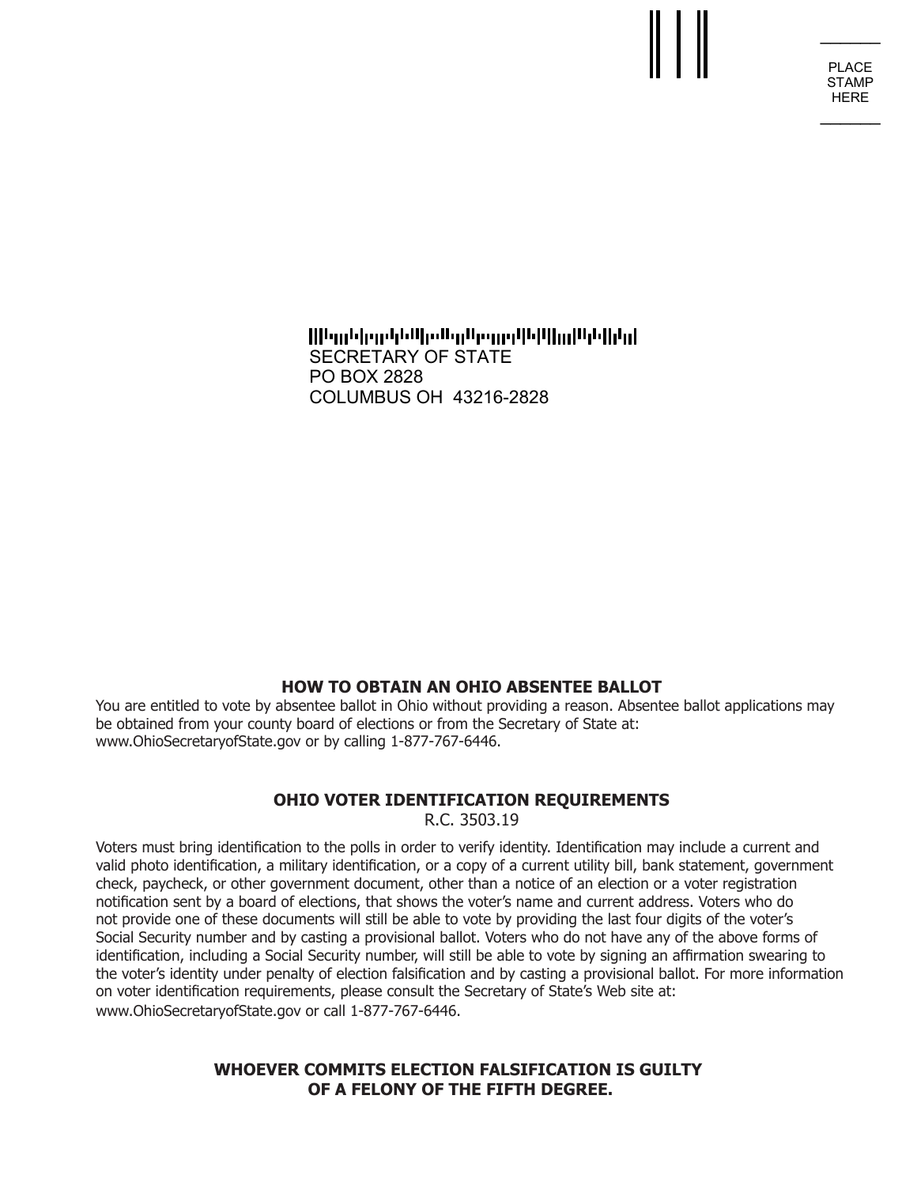PLACE
STAMP
HERE

SECRETARY OF STATE
PO BOX 2828
COLUMBUS OH 43216-2828

## HOW TO OBTAIN AN OHIO ABSENTEE BALLOT

You are entitled to vote by absentee ballot in Ohio without providing a reason. Absentee ballot applications may be obtained from your county board of elections or from the Secretary of State at: www.OhioSecretaryofState.gov or by calling 1-877-767-6446.

## OHIO VOTER IDENTIFICATION REQUIREMENTS

R.C. 3503.19

Voters must bring identification to the polls in order to verify identity. Identification may include a current and valid photo identification, a military identification, or a copy of a current utility bill, bank statement, government check, paycheck, or other government document, other than a notice of an election or a voter registration notification sent by a board of elections, that shows the voter's name and current address. Voters who do not provide one of these documents will still be able to vote by providing the last four digits of the voter's Social Security number and by casting a provisional ballot. Voters who do not have any of the above forms of identification, including a Social Security number, will still be able to vote by signing an affirmation swearing to the voter's identity under penalty of election falsification and by casting a provisional ballot. For more information on voter identification requirements, please consult the Secretary of State's Web site at: www.OhioSecretaryofState.gov or call 1-877-767-6446.

**WHOEVER COMMITS ELECTION FALSIFICATION IS GUILTY OF A FELONY OF THE FIFTH DEGREE.**